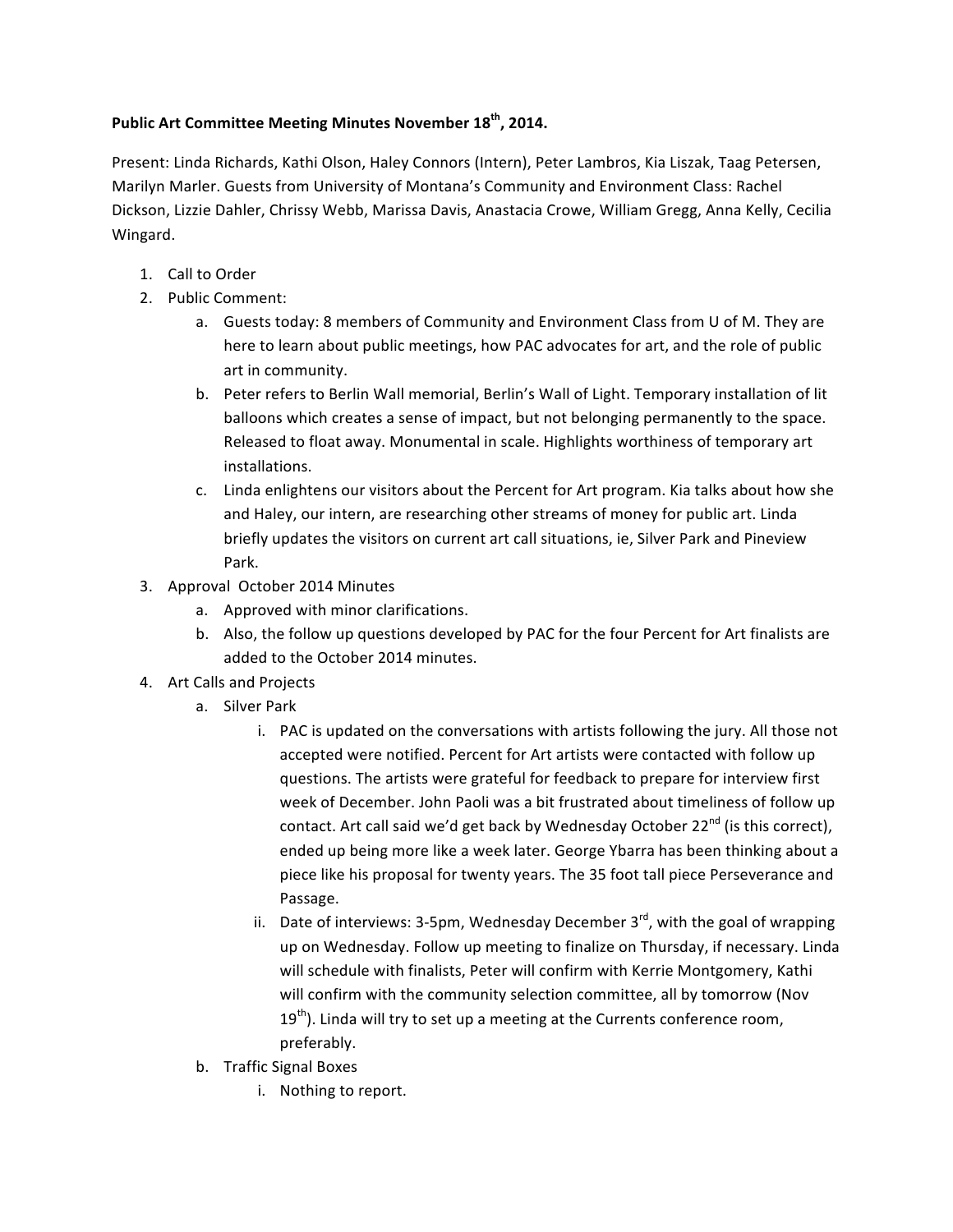**Public Art Committee Meeting Minutes November 18th, 2014.**

Present: Linda Richards, Kathi Olson, Haley Connors (Intern), Peter Lambros, Kia Liszak, Taag Petersen, Marilyn Marler. Guests from University of Montana's Community and Environment Class: Rachel Dickson, Lizzie Dahler, Chrissy Webb, Marissa Davis, Anastacia Crowe, William Gregg, Anna Kelly, Cecilia Wingard.

1. Call to Order
2. Public Comment:
   a. Guests today: 8 members of Community and Environment Class from U of M. They are here to learn about public meetings, how PAC advocates for art, and the role of public art in community.
   b. Peter refers to Berlin Wall memorial, Berlin's Wall of Light. Temporary installation of lit balloons which creates a sense of impact, but not belonging permanently to the space. Released to float away. Monumental in scale. Highlights worthiness of temporary art installations.
   c. Linda enlightens our visitors about the Percent for Art program. Kia talks about how she and Haley, our intern, are researching other streams of money for public art. Linda briefly updates the visitors on current art call situations, ie, Silver Park and Pineview Park.
3. Approval October 2014 Minutes
   a. Approved with minor clarifications.
   b. Also, the follow up questions developed by PAC for the four Percent for Art finalists are added to the October 2014 minutes.
4. Art Calls and Projects
   a. Silver Park
      i. PAC is updated on the conversations with artists following the jury. All those not accepted were notified. Percent for Art artists were contacted with follow up questions. The artists were grateful for feedback to prepare for interview first week of December. John Paoli was a bit frustrated about timeliness of follow up contact. Art call said we'd get back by Wednesday October 22nd (is this correct), ended up being more like a week later. George Ybarra has been thinking about a piece like his proposal for twenty years. The 35 foot tall piece Perseverance and Passage.
      ii. Date of interviews: 3-5pm, Wednesday December 3rd, with the goal of wrapping up on Wednesday. Follow up meeting to finalize on Thursday, if necessary. Linda will schedule with finalists, Peter will confirm with Kerrie Montgomery, Kathi will confirm with the community selection committee, all by tomorrow (Nov 19th). Linda will try to set up a meeting at the Currents conference room, preferably.
   b. Traffic Signal Boxes
      i. Nothing to report.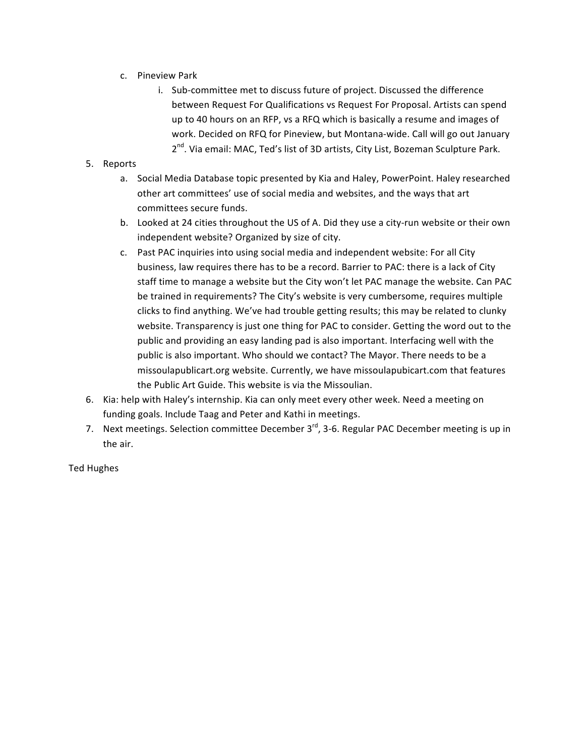c. Pineview Park
    i. Sub-committee met to discuss future of project. Discussed the difference between Request For Qualifications vs Request For Proposal. Artists can spend up to 40 hours on an RFP, vs a RFQ which is basically a resume and images of work. Decided on RFQ for Pineview, but Montana-wide. Call will go out January 2nd. Via email: MAC, Ted's list of 3D artists, City List, Bozeman Sculpture Park.

5. Reports
    a. Social Media Database topic presented by Kia and Haley, PowerPoint. Haley researched other art committees' use of social media and websites, and the ways that art committees secure funds.
    b. Looked at 24 cities throughout the US of A. Did they use a city-run website or their own independent website? Organized by size of city.
    c. Past PAC inquiries into using social media and independent website: For all City business, law requires there has to be a record. Barrier to PAC: there is a lack of City staff time to manage a website but the City won't let PAC manage the website. Can PAC be trained in requirements? The City's website is very cumbersome, requires multiple clicks to find anything. We've had trouble getting results; this may be related to clunky website. Transparency is just one thing for PAC to consider. Getting the word out to the public and providing an easy landing pad is also important. Interfacing well with the public is also important. Who should we contact? The Mayor. There needs to be a missoulapublicart.org website. Currently, we have missoulapubicart.com that features the Public Art Guide. This website is via the Missoulian.
6. Kia: help with Haley's internship. Kia can only meet every other week. Need a meeting on funding goals. Include Taag and Peter and Kathi in meetings.
7. Next meetings. Selection committee December 3rd, 3-6. Regular PAC December meeting is up in the air.

Ted Hughes